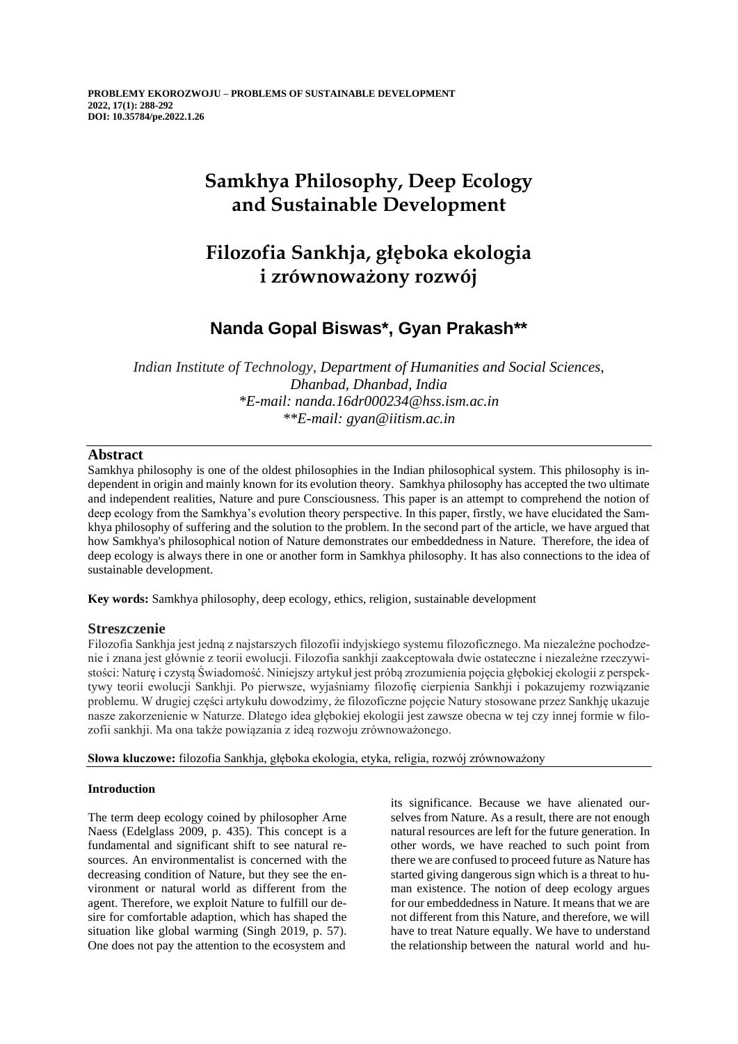# Samkhya Philosophy, Deep Ecology and Sustainable Development

# Filozofia Sankhja, głęboka ekologia i zrównoważony rozwój

**Nanda Gopal Biswas*, Gyan Prakash****

*Indian Institute of Technology, Department of Humanities and Social Sciences, Dhanbad, Dhanbad, India*
*\*E-mail: nanda.16dr000234@hss.ism.ac.in*
*\*\*E-mail: gyan@iitism.ac.in*

## Abstract

Samkhya philosophy is one of the oldest philosophies in the Indian philosophical system. This philosophy is independent in origin and mainly known for its evolution theory. Samkhya philosophy has accepted the two ultimate and independent realities, Nature and pure Consciousness. This paper is an attempt to comprehend the notion of deep ecology from the Samkhya's evolution theory perspective. In this paper, firstly, we have elucidated the Samkhya philosophy of suffering and the solution to the problem. In the second part of the article, we have argued that how Samkhya's philosophical notion of Nature demonstrates our embeddedness in Nature. Therefore, the idea of deep ecology is always there in one or another form in Samkhya philosophy. It has also connections to the idea of sustainable development.

**Key words:** Samkhya philosophy, deep ecology, ethics, religion, sustainable development

## Streszczenie

Filozofia Sankhja jest jedną z najstarszych filozofii indyjskiego systemu filozoficznego. Ma niezależne pochodzenie i znana jest głównie z teorii ewolucji. Filozofia sankhji zaakceptowała dwie ostateczne i niezależne rzeczywistości: Naturę i czystą Świadomość. Niniejszy artykuł jest próbą zrozumienia pojęcia głębokiej ekologii z perspektywy teorii ewolucji Sankhji. Po pierwsze, wyjaśniamy filozofię cierpienia Sankhji i pokazujemy rozwiązanie problemu. W drugiej części artykułu dowodzimy, że filozoficzne pojęcie Natury stosowane przez Sankhję ukazuje nasze zakorzenienie w Naturze. Dlatego idea głębokiej ekologii jest zawsze obecna w tej czy innej formie w filozofii sankhji. Ma ona także powiązania z ideą rozwoju zrównoważonego.

**Słowa kluczowe:** filozofia Sankhja, głęboka ekologia, etyka, religia, rozwój zrównoważony

### Introduction

The term deep ecology coined by philosopher Arne Naess (Edelglass 2009, p. 435). This concept is a fundamental and significant shift to see natural resources. An environmentalist is concerned with the decreasing condition of Nature, but they see the environment or natural world as different from the agent. Therefore, we exploit Nature to fulfill our desire for comfortable adaption, which has shaped the situation like global warming (Singh 2019, p. 57). One does not pay the attention to the ecosystem and its significance. Because we have alienated ourselves from Nature. As a result, there are not enough natural resources are left for the future generation. In other words, we have reached to such point from there we are confused to proceed future as Nature has started giving dangerous sign which is a threat to human existence. The notion of deep ecology argues for our embeddedness in Nature. It means that we are not different from this Nature, and therefore, we will have to treat Nature equally. We have to understand the relationship between the natural world and hu-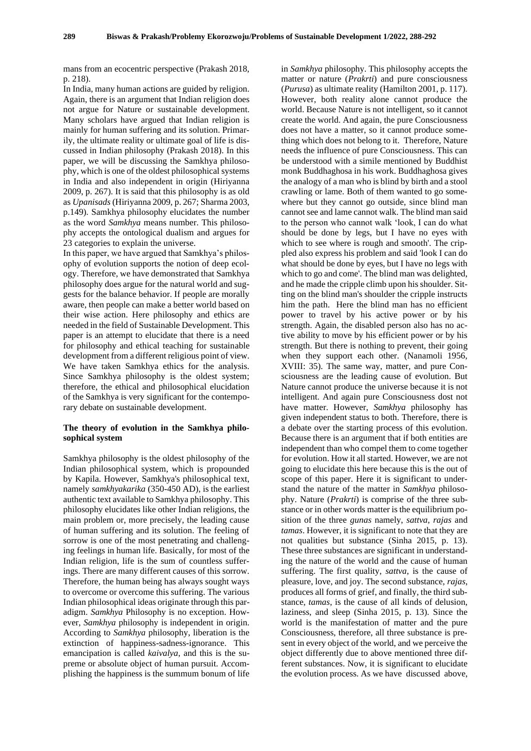mans from an ecocentric perspective (Prakash 2018, p. 218).

In India, many human actions are guided by religion. Again, there is an argument that Indian religion does not argue for Nature or sustainable development. Many scholars have argued that Indian religion is mainly for human suffering and its solution. Primarily, the ultimate reality or ultimate goal of life is discussed in Indian philosophy (Prakash 2018). In this paper, we will be discussing the Samkhya philosophy, which is one of the oldest philosophical systems in India and also independent in origin (Hiriyanna 2009, p. 267). It is said that this philosophy is as old as *Upanisads* (Hiriyanna 2009, p. 267; Sharma 2003, p.149). Samkhya philosophy elucidates the number as the word *Samkhya* means number. This philosophy accepts the ontological dualism and argues for 23 categories to explain the universe.

In this paper, we have argued that Samkhya's philosophy of evolution supports the notion of deep ecology. Therefore, we have demonstrated that Samkhya philosophy does argue for the natural world and suggests for the balance behavior. If people are morally aware, then people can make a better world based on their wise action. Here philosophy and ethics are needed in the field of Sustainable Development. This paper is an attempt to elucidate that there is a need for philosophy and ethical teaching for sustainable development from a different religious point of view. We have taken Samkhya ethics for the analysis. Since Samkhya philosophy is the oldest system; therefore, the ethical and philosophical elucidation of the Samkhya is very significant for the contemporary debate on sustainable development.

## The theory of evolution in the Samkhya philosophical system

Samkhya philosophy is the oldest philosophy of the Indian philosophical system, which is propounded by Kapila. However, Samkhya's philosophical text, namely *samkhyakarika* (350-450 AD), is the earliest authentic text available to Samkhya philosophy. This philosophy elucidates like other Indian religions, the main problem or, more precisely, the leading cause of human suffering and its solution. The feeling of sorrow is one of the most penetrating and challenging feelings in human life. Basically, for most of the Indian religion, life is the sum of countless sufferings. There are many different causes of this sorrow. Therefore, the human being has always sought ways to overcome or overcome this suffering. The various Indian philosophical ideas originate through this paradigm. *Samkhya* Philosophy is no exception. However, *Samkhya* philosophy is independent in origin. According to *Samkhya* philosophy, liberation is the extinction of happiness-sadness-ignorance. This emancipation is called *kaivalya*, and this is the supreme or absolute object of human pursuit. Accomplishing the happiness is the summum bonum of life in *Samkhya* philosophy. This philosophy accepts the matter or nature (*Prakrti*) and pure consciousness (*Purusa*) as ultimate reality (Hamilton 2001, p. 117). However, both reality alone cannot produce the world. Because Nature is not intelligent, so it cannot create the world. And again, the pure Consciousness does not have a matter, so it cannot produce something which does not belong to it. Therefore, Nature needs the influence of pure Consciousness. This can be understood with a simile mentioned by Buddhist monk Buddhaghosa in his work. Buddhaghosa gives the analogy of a man who is blind by birth and a stool crawling or lame. Both of them wanted to go somewhere but they cannot go outside, since blind man cannot see and lame cannot walk. The blind man said to the person who cannot walk 'look, I can do what should be done by legs, but I have no eyes with which to see where is rough and smooth'. The crippled also express his problem and said 'look I can do what should be done by eyes, but I have no legs with which to go and come'. The blind man was delighted, and he made the cripple climb upon his shoulder. Sitting on the blind man's shoulder the cripple instructs him the path. Here the blind man has no efficient power to travel by his active power or by his strength. Again, the disabled person also has no active ability to move by his efficient power or by his strength. But there is nothing to prevent, their going when they support each other. (Nanamoli 1956, XVIII: 35). The same way, matter, and pure Consciousness are the leading cause of evolution. But Nature cannot produce the universe because it is not intelligent. And again pure Consciousness dost not have matter. However, *Samkhya* philosophy has given independent status to both. Therefore, there is a debate over the starting process of this evolution. Because there is an argument that if both entities are independent than who compel them to come together for evolution. How it all started. However, we are not going to elucidate this here because this is the out of scope of this paper. Here it is significant to understand the nature of the matter in *Samkhya* philosophy. Nature (*Prakrti*) is comprise of the three substance or in other words matter is the equilibrium position of the three *gunas* namely, *sattva*, *rajas* and *tamas*. However, it is significant to note that they are not qualities but substance (Sinha 2015, p. 13). These three substances are significant in understanding the nature of the world and the cause of human suffering. The first quality, *sattva,* is the cause of pleasure, love, and joy. The second substance, *rajas*, produces all forms of grief, and finally, the third substance, *tamas*, is the cause of all kinds of delusion, laziness, and sleep (Sinha 2015, p. 13). Since the world is the manifestation of matter and the pure Consciousness, therefore, all three substance is present in every object of the world, and we perceive the object differently due to above mentioned three different substances. Now, it is significant to elucidate the evolution process. As we have discussed above,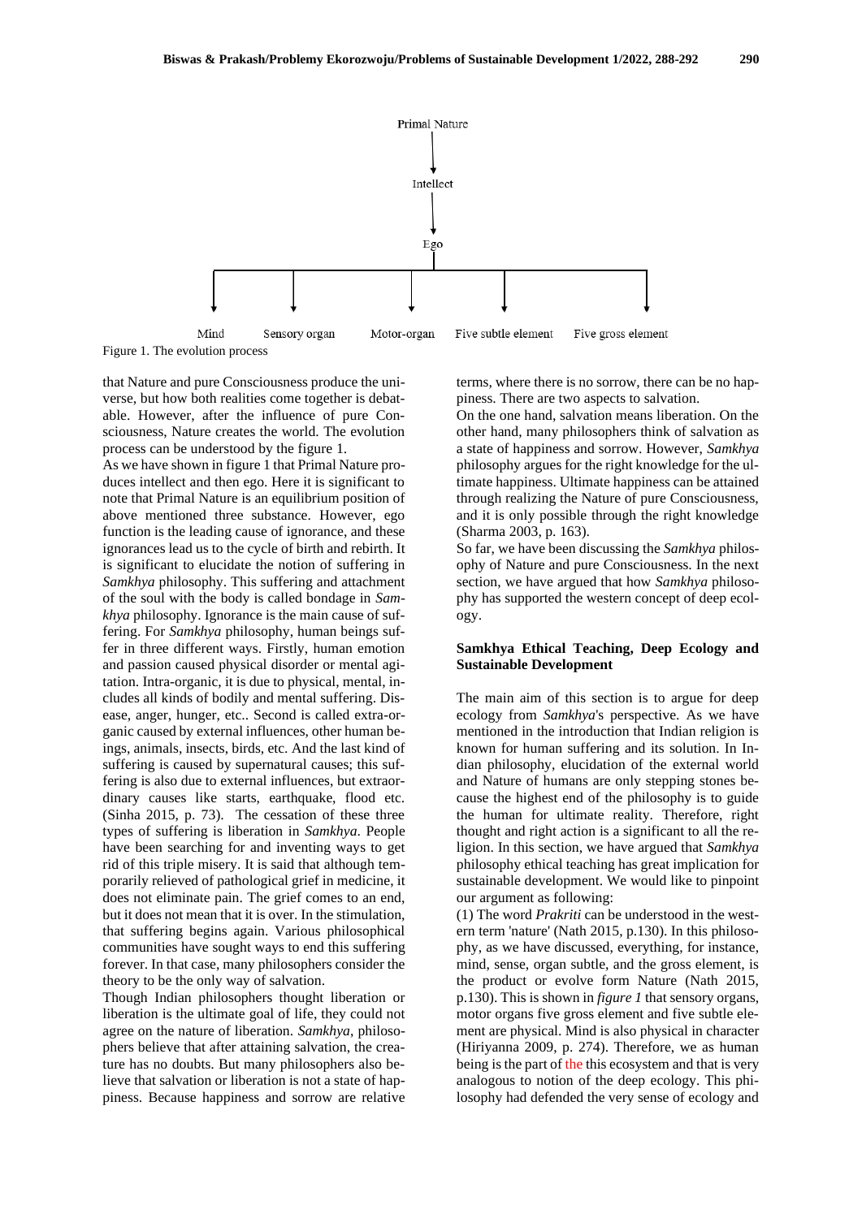Primal Nature

↓

Intellect

↓

Ego

↓

Mind | Sensory organ | Motor-organ | Five subtle element | Five gross element

Figure 1. The evolution process

that Nature and pure Consciousness produce the universe, but how both realities come together is debatable. However, after the influence of pure Consciousness, Nature creates the world. The evolution process can be understood by the figure 1.

As we have shown in figure 1 that Primal Nature produces intellect and then ego. Here it is significant to note that Primal Nature is an equilibrium position of above mentioned three substance. However, ego function is the leading cause of ignorance, and these ignorances lead us to the cycle of birth and rebirth. It is significant to elucidate the notion of suffering in *Samkhya* philosophy. This suffering and attachment of the soul with the body is called bondage in *Samkhya* philosophy. Ignorance is the main cause of suffering. For *Samkhya* philosophy, human beings suffer in three different ways. Firstly, human emotion and passion caused physical disorder or mental agitation. Intra-organic, it is due to physical, mental, includes all kinds of bodily and mental suffering. Disease, anger, hunger, etc.. Second is called extra-organic caused by external influences, other human beings, animals, insects, birds, etc. And the last kind of suffering is caused by supernatural causes; this suffering is also due to external influences, but extraordinary causes like starts, earthquake, flood etc. (Sinha 2015, p. 73). The cessation of these three types of suffering is liberation in *Samkhya*. People have been searching for and inventing ways to get rid of this triple misery. It is said that although temporarily relieved of pathological grief in medicine, it does not eliminate pain. The grief comes to an end, but it does not mean that it is over. In the stimulation, that suffering begins again. Various philosophical communities have sought ways to end this suffering forever. In that case, many philosophers consider the theory to be the only way of salvation.

Though Indian philosophers thought liberation or liberation is the ultimate goal of life, they could not agree on the nature of liberation. *Samkhya*, philosophers believe that after attaining salvation, the creature has no doubts. But many philosophers also believe that salvation or liberation is not a state of happiness. Because happiness and sorrow are relative terms, where there is no sorrow, there can be no happiness. There are two aspects to salvation.

On the one hand, salvation means liberation. On the other hand, many philosophers think of salvation as a state of happiness and sorrow. However, *Samkhya* philosophy argues for the right knowledge for the ultimate happiness. Ultimate happiness can be attained through realizing the Nature of pure Consciousness, and it is only possible through the right knowledge (Sharma 2003, p. 163).

So far, we have been discussing the *Samkhya* philosophy of Nature and pure Consciousness. In the next section, we have argued that how *Samkhya* philosophy has supported the western concept of deep ecology.

## Samkhya Ethical Teaching, Deep Ecology and Sustainable Development

The main aim of this section is to argue for deep ecology from *Samkhya*'s perspective. As we have mentioned in the introduction that Indian religion is known for human suffering and its solution. In Indian philosophy, elucidation of the external world and Nature of humans are only stepping stones because the highest end of the philosophy is to guide the human for ultimate reality. Therefore, right thought and right action is a significant to all the religion. In this section, we have argued that *Samkhya* philosophy ethical teaching has great implication for sustainable development. We would like to pinpoint our argument as following:

(1) The word *Prakriti* can be understood in the western term 'nature' (Nath 2015, p.130). In this philosophy, as we have discussed, everything, for instance, mind, sense, organ subtle, and the gross element, is the product or evolve form Nature (Nath 2015, p.130). This is shown in *figure 1* that sensory organs, motor organs five gross element and five subtle element are physical. Mind is also physical in character (Hiriyanna 2009, p. 274). Therefore, we as human being is the part of the this ecosystem and that is very analogous to notion of the deep ecology. This philosophy had defended the very sense of ecology and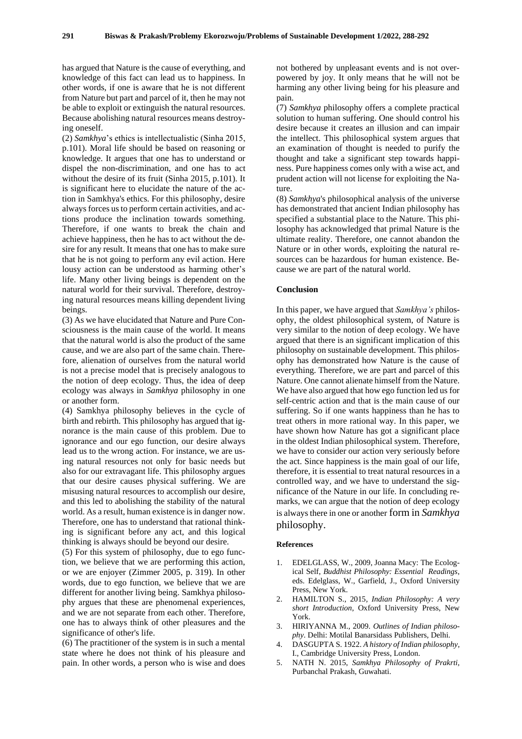has argued that Nature is the cause of everything, and knowledge of this fact can lead us to happiness. In other words, if one is aware that he is not different from Nature but part and parcel of it, then he may not be able to exploit or extinguish the natural resources. Because abolishing natural resources means destroying oneself.

(2) *Samkhya*'s ethics is intellectualistic (Sinha 2015, p.101). Moral life should be based on reasoning or knowledge. It argues that one has to understand or dispel the non-discrimination, and one has to act without the desire of its fruit (Sinha 2015, p.101). It is significant here to elucidate the nature of the action in Samkhya's ethics. For this philosophy, desire always forces us to perform certain activities, and actions produce the inclination towards something. Therefore, if one wants to break the chain and achieve happiness, then he has to act without the desire for any result. It means that one has to make sure that he is not going to perform any evil action. Here lousy action can be understood as harming other's life. Many other living beings is dependent on the natural world for their survival. Therefore, destroying natural resources means killing dependent living beings.

(3) As we have elucidated that Nature and Pure Consciousness is the main cause of the world. It means that the natural world is also the product of the same cause, and we are also part of the same chain. Therefore, alienation of ourselves from the natural world is not a precise model that is precisely analogous to the notion of deep ecology. Thus, the idea of deep ecology was always in *Samkhya* philosophy in one or another form.

(4) Samkhya philosophy believes in the cycle of birth and rebirth. This philosophy has argued that ignorance is the main cause of this problem. Due to ignorance and our ego function, our desire always lead us to the wrong action. For instance, we are using natural resources not only for basic needs but also for our extravagant life. This philosophy argues that our desire causes physical suffering. We are misusing natural resources to accomplish our desire, and this led to abolishing the stability of the natural world. As a result, human existence is in danger now. Therefore, one has to understand that rational thinking is significant before any act, and this logical thinking is always should be beyond our desire.

(5) For this system of philosophy, due to ego function, we believe that we are performing this action, or we are enjoyer (Zimmer 2005, p. 319). In other words, due to ego function, we believe that we are different for another living being. Samkhya philosophy argues that these are phenomenal experiences, and we are not separate from each other. Therefore, one has to always think of other pleasures and the significance of other's life.

(6) The practitioner of the system is in such a mental state where he does not think of his pleasure and pain. In other words, a person who is wise and does not bothered by unpleasant events and is not overpowered by joy. It only means that he will not be harming any other living being for his pleasure and pain.

(7) *Samkhya* philosophy offers a complete practical solution to human suffering. One should control his desire because it creates an illusion and can impair the intellect. This philosophical system argues that an examination of thought is needed to purify the thought and take a significant step towards happiness. Pure happiness comes only with a wise act, and prudent action will not license for exploiting the Nature.

(8) *Samkhya*'s philosophical analysis of the universe has demonstrated that ancient Indian philosophy has specified a substantial place to the Nature. This philosophy has acknowledged that primal Nature is the ultimate reality. Therefore, one cannot abandon the Nature or in other words, exploiting the natural resources can be hazardous for human existence. Because we are part of the natural world.

## Conclusion

In this paper, we have argued that *Samkhya's* philosophy, the oldest philosophical system, of Nature is very similar to the notion of deep ecology. We have argued that there is an significant implication of this philosophy on sustainable development. This philosophy has demonstrated how Nature is the cause of everything. Therefore, we are part and parcel of this Nature. One cannot alienate himself from the Nature. We have also argued that how ego function led us for self-centric action and that is the main cause of our suffering. So if one wants happiness than he has to treat others in more rational way. In this paper, we have shown how Nature has got a significant place in the oldest Indian philosophical system. Therefore, we have to consider our action very seriously before the act. Since happiness is the main goal of our life, therefore, it is essential to treat natural resources in a controlled way, and we have to understand the significance of the Nature in our life. In concluding remarks, we can argue that the notion of deep ecology is always there in one or another form in *Samkhya* philosophy.

## References

1. EDELGLASS, W., 2009, Joanna Macy: The Ecological Self, *Buddhist Philosophy: Essential Readings*, eds. Edelglass, W., Garfield, J., Oxford University Press, New York.
2. HAMILTON S., 2015, *Indian Philosophy: A very short Introduction*, Oxford University Press, New York.
3. HIRIYANNA M., 2009. *Outlines of Indian philosophy*. Delhi: Motilal Banarsidass Publishers, Delhi.
4. DASGUPTA S. 1922. *A history of Indian philosophy*, I., Cambridge University Press, London.
5. NATH N. 2015, *Samkhya Philosophy of Prakrti*, Purbanchal Prakash, Guwahati.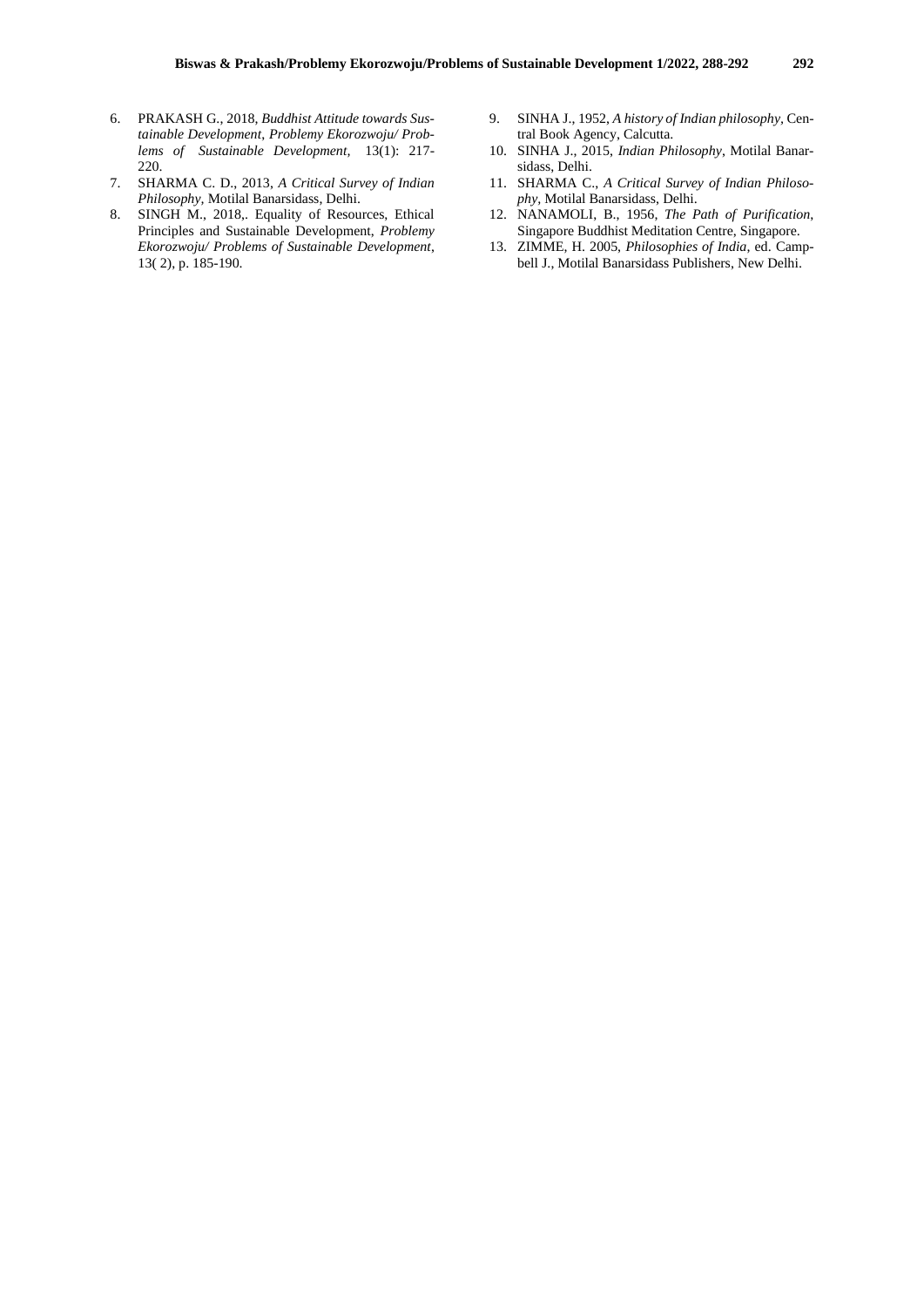6. PRAKASH G., 2018, *Buddhist Attitude towards Sustainable Development*, *Problemy Ekorozwoju/ Problems of Sustainable Development*, 13(1): 217-220.
7. SHARMA C. D., 2013, *A Critical Survey of Indian Philosophy*, Motilal Banarsidass, Delhi.
8. SINGH M., 2018,. Equality of Resources, Ethical Principles and Sustainable Development, *Problemy Ekorozwoju/ Problems of Sustainable Development*, 13( 2), p. 185-190.
9. SINHA J., 1952, *A history of Indian philosophy*, Central Book Agency, Calcutta.
10. SINHA J., 2015, *Indian Philosophy*, Motilal Banarsidass, Delhi.
11. SHARMA C., *A Critical Survey of Indian Philosophy*, Motilal Banarsidass, Delhi.
12. NANAMOLI, B., 1956, *The Path of Purification*, Singapore Buddhist Meditation Centre, Singapore.
13. ZIMME, H. 2005, *Philosophies of India*, ed. Campbell J., Motilal Banarsidass Publishers, New Delhi.